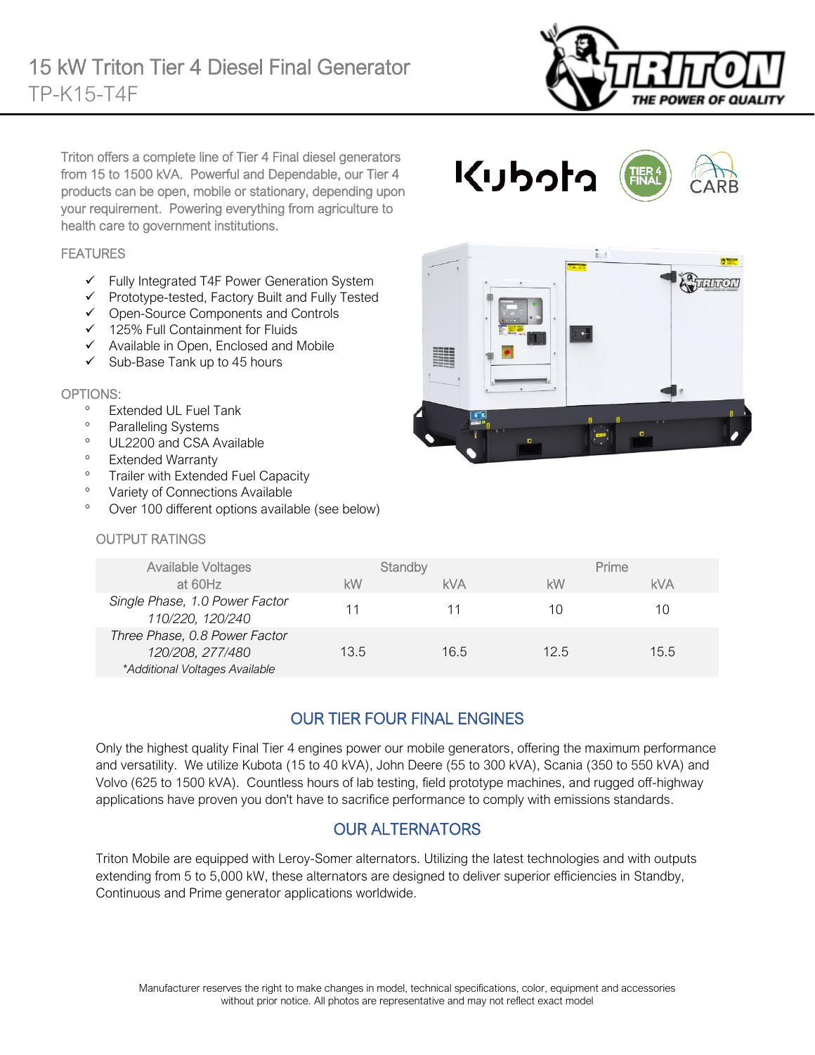# 15 kW Triton Tier 4 Diesel Final Generator

## TP-K15-T4F

Triton offers a complete line of Tier 4 Final diesel generators from 15 to 1500 kVA. Powerful and Dependable, our Tier 4 products can be open, mobile or stationary, depending upon your requirement. Powering everything from agriculture to health care to government institutions.

### FEATURES

- ✓ Fully Integrated T4F Power Generation System
- ✓ Prototype-tested, Factory Built and Fully Tested
- ✓ Open-Source Components and Controls
- ✓ 125% Full Containment for Fluids
- ✓ Available in Open, Enclosed and Mobile
- ✓ Sub-Base Tank up to 45 hours

### OPTIONS:

- Extended UL Fuel Tank
- Paralleling Systems
- UL2200 and CSA Available
- Extended Warranty
- Trailer with Extended Fuel Capacity
- Variety of Connections Available
- Over 100 different options available (see below)

### OUTPUT RATINGS

| Available Voltages at 60Hz | Standby | | Prime | |
|---|---|---|---|---|
| | kW | kVA | kW | kVA |
| *Single Phase, 1.0 Power Factor 110/220, 120/240* | 11 | 11 | 10 | 10 |
| *Three Phase, 0.8 Power Factor 120/208, 277/480 \*Additional Voltages Available* | 13.5 | 16.5 | 12.5 | 15.5 |

## OUR TIER FOUR FINAL ENGINES

Only the highest quality Final Tier 4 engines power our mobile generators, offering the maximum performance and versatility. We utilize Kubota (15 to 40 kVA), John Deere (55 to 300 kVA), Scania (350 to 550 kVA) and Volvo (625 to 1500 kVA). Countless hours of lab testing, field prototype machines, and rugged off-highway applications have proven you don't have to sacrifice performance to comply with emissions standards.

## OUR ALTERNATORS

Triton Mobile are equipped with Leroy-Somer alternators. Utilizing the latest technologies and with outputs extending from 5 to 5,000 kW, these alternators are designed to deliver superior efficiencies in Standby, Continuous and Prime generator applications worldwide.

Manufacturer reserves the right to make changes in model, technical specifications, color, equipment and accessories without prior notice. All photos are representative and may not reflect exact model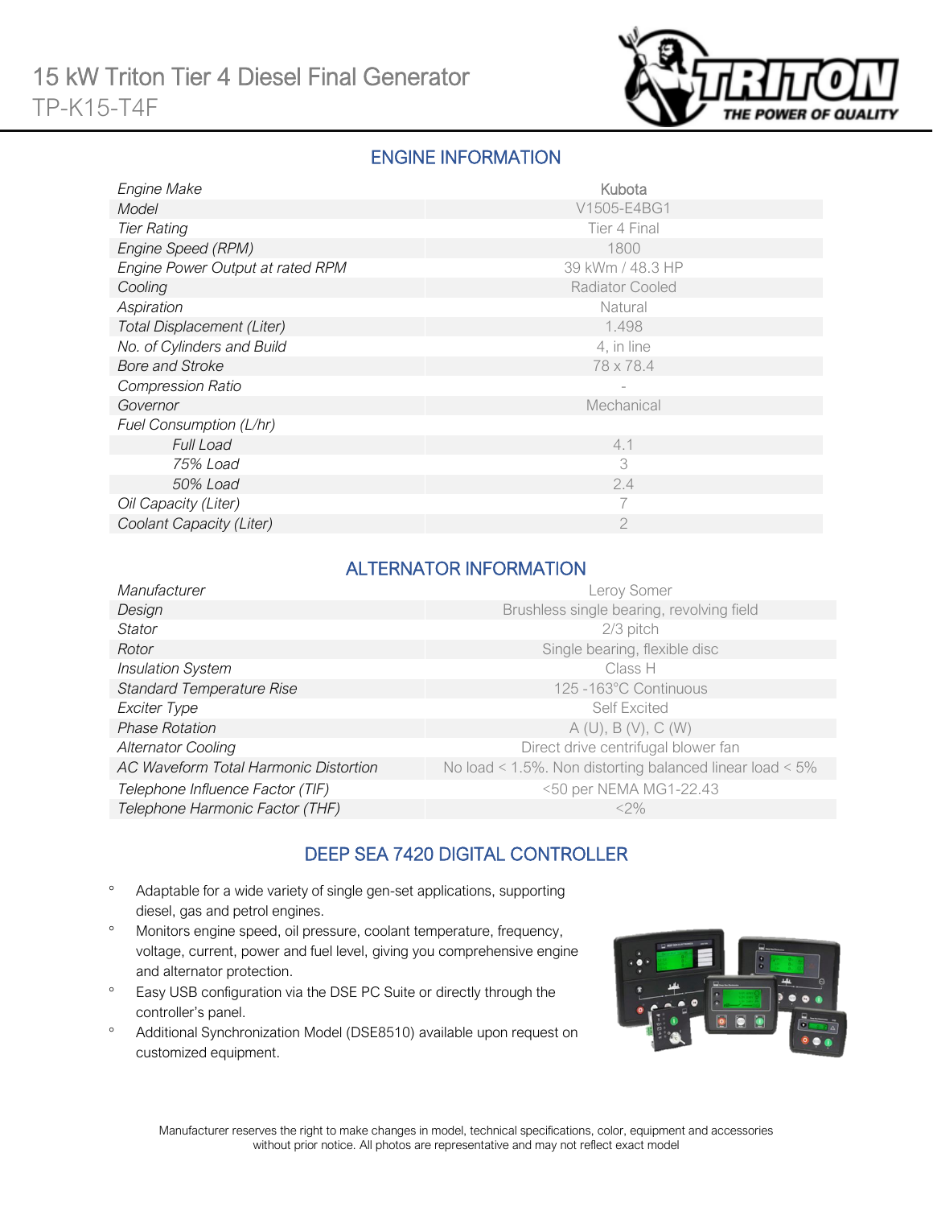# 15 kW Triton Tier 4 Diesel Final Generator

TP-K15-T4F

## ENGINE INFORMATION

| | |
|---|---|
| *Engine Make* | Kubota |
| *Model* | V1505-E4BG1 |
| *Tier Rating* | Tier 4 Final |
| *Engine Speed (RPM)* | 1800 |
| *Engine Power Output at rated RPM* | 39 kWm / 48.3 HP |
| *Cooling* | Radiator Cooled |
| *Aspiration* | Natural |
| *Total Displacement (Liter)* | 1.498 |
| *No. of Cylinders and Build* | 4, in line |
| *Bore and Stroke* | 78 x 78.4 |
| *Compression Ratio* | - |
| *Governor* | Mechanical |
| *Fuel Consumption (L/hr)* | |
| *Full Load* | 4.1 |
| *75% Load* | 3 |
| *50% Load* | 2.4 |
| *Oil Capacity (Liter)* | 7 |
| *Coolant Capacity (Liter)* | 2 |

## ALTERNATOR INFORMATION

| | |
|---|---|
| *Manufacturer* | Leroy Somer |
| *Design* | Brushless single bearing, revolving field |
| *Stator* | 2/3 pitch |
| *Rotor* | Single bearing, flexible disc |
| *Insulation System* | Class H |
| *Standard Temperature Rise* | 125 -163°C Continuous |
| *Exciter Type* | Self Excited |
| *Phase Rotation* | A (U), B (V), C (W) |
| *Alternator Cooling* | Direct drive centrifugal blower fan |
| *AC Waveform Total Harmonic Distortion* | No load < 1.5%. Non distorting balanced linear load < 5% |
| *Telephone Influence Factor (TIF)* | <50 per NEMA MG1-22.43 |
| *Telephone Harmonic Factor (THF)* | <2% |

## DEEP SEA 7420 DIGITAL CONTROLLER

- Adaptable for a wide variety of single gen-set applications, supporting diesel, gas and petrol engines.
- Monitors engine speed, oil pressure, coolant temperature, frequency, voltage, current, power and fuel level, giving you comprehensive engine and alternator protection.
- Easy USB configuration via the DSE PC Suite or directly through the controller's panel.
- Additional Synchronization Model (DSE8510) available upon request on customized equipment.

Manufacturer reserves the right to make changes in model, technical specifications, color, equipment and accessories without prior notice. All photos are representative and may not reflect exact model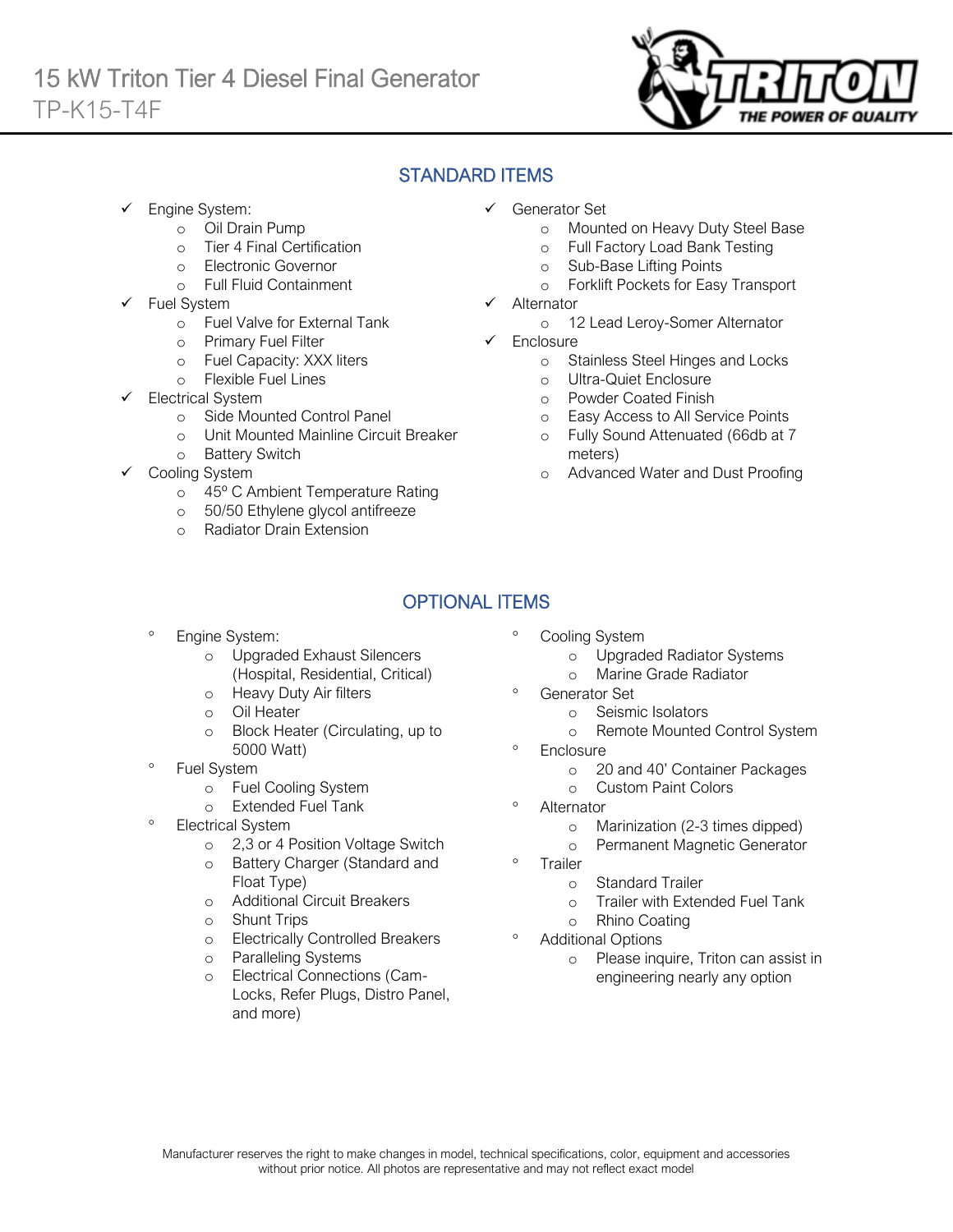# 15 kW Triton Tier 4 Diesel Final Generator

TP-K15-T4F

## STANDARD ITEMS

- Engine System:
  - Oil Drain Pump
  - Tier 4 Final Certification
  - Electronic Governor
  - Full Fluid Containment
- Fuel System
  - Fuel Valve for External Tank
  - Primary Fuel Filter
  - Fuel Capacity: XXX liters
  - Flexible Fuel Lines
- Electrical System
  - Side Mounted Control Panel
  - Unit Mounted Mainline Circuit Breaker
  - Battery Switch
- Cooling System
  - 45º C Ambient Temperature Rating
  - 50/50 Ethylene glycol antifreeze
  - Radiator Drain Extension
- Generator Set
  - Mounted on Heavy Duty Steel Base
  - Full Factory Load Bank Testing
  - Sub-Base Lifting Points
  - Forklift Pockets for Easy Transport
- Alternator
  - 12 Lead Leroy-Somer Alternator
- Enclosure
  - Stainless Steel Hinges and Locks
  - Ultra-Quiet Enclosure
  - Powder Coated Finish
  - Easy Access to All Service Points
  - Fully Sound Attenuated (66db at 7 meters)
  - Advanced Water and Dust Proofing

## OPTIONAL ITEMS

- Engine System:
  - Upgraded Exhaust Silencers (Hospital, Residential, Critical)
  - Heavy Duty Air filters
  - Oil Heater
  - Block Heater (Circulating, up to 5000 Watt)
- Fuel System
  - Fuel Cooling System
  - Extended Fuel Tank
- Electrical System
  - 2,3 or 4 Position Voltage Switch
  - Battery Charger (Standard and Float Type)
  - Additional Circuit Breakers
  - Shunt Trips
  - Electrically Controlled Breakers
  - Paralleling Systems
  - Electrical Connections (Cam-Locks, Refer Plugs, Distro Panel, and more)
- Cooling System
  - Upgraded Radiator Systems
  - Marine Grade Radiator
- Generator Set
  - Seismic Isolators
  - Remote Mounted Control System
- Enclosure
  - 20 and 40' Container Packages
  - Custom Paint Colors
- Alternator
  - Marinization (2-3 times dipped)
  - Permanent Magnetic Generator
- Trailer
  - Standard Trailer
  - Trailer with Extended Fuel Tank
  - Rhino Coating
- Additional Options
  - Please inquire, Triton can assist in engineering nearly any option

Manufacturer reserves the right to make changes in model, technical specifications, color, equipment and accessories without prior notice. All photos are representative and may not reflect exact model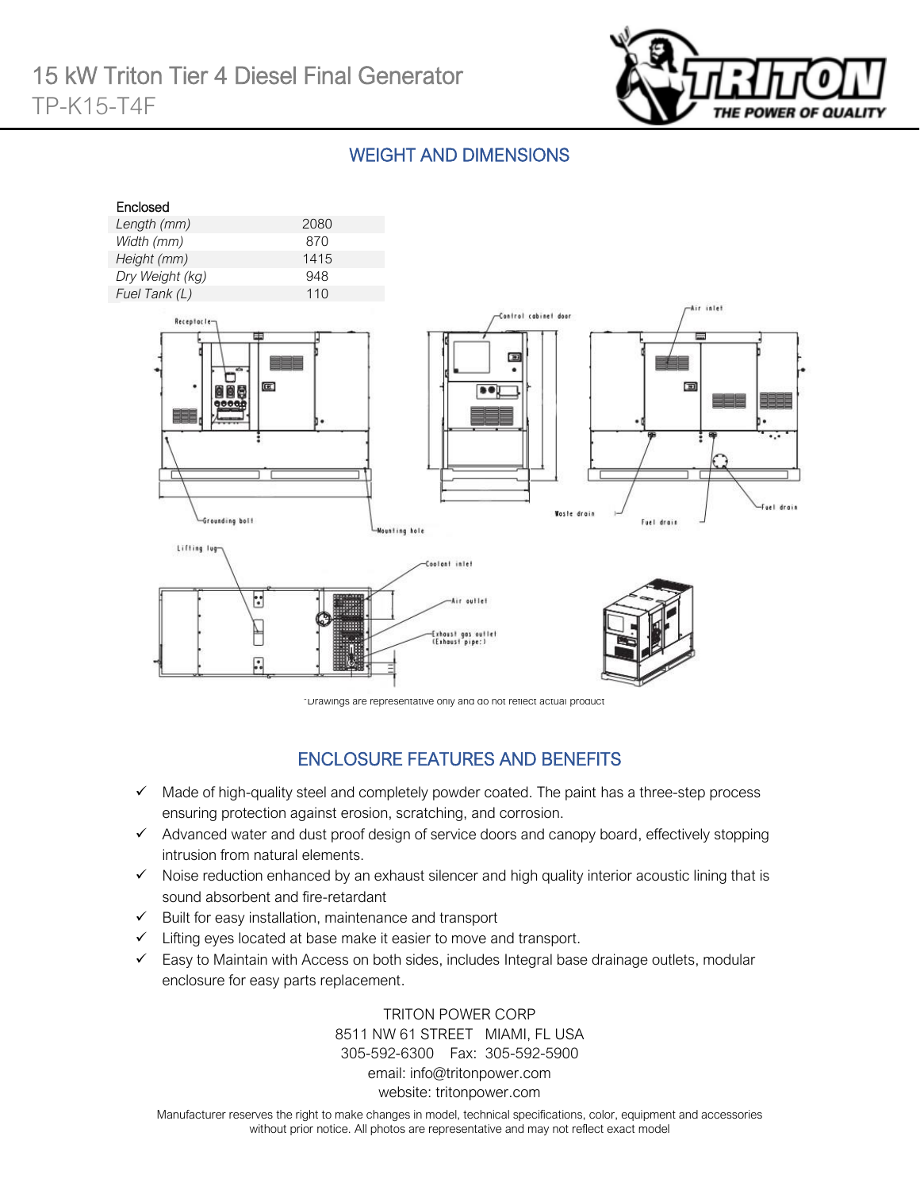# 15 kW Triton Tier 4 Diesel Final Generator

TP-K15-T4F

## WEIGHT AND DIMENSIONS

| Enclosed | |
|---|---|
| *Length (mm)* | 2080 |
| *Width (mm)* | 870 |
| *Height (mm)* | 1415 |
| *Dry Weight (kg)* | 948 |
| *Fuel Tank (L)* | 110 |

Receptacle
Control cabinet door
Air inlet
Grounding bolt
Mounting hole
Waste drain
Fuel drain
Fuel drain
Lifting lug
Coolant inlet
Air outlet
Exhaust gas outlet (Exhaust pipe)

*Drawings are representative only and do not reflect actual product

## ENCLOSURE FEATURES AND BENEFITS

- ✓ Made of high-quality steel and completely powder coated. The paint has a three-step process ensuring protection against erosion, scratching, and corrosion.
- ✓ Advanced water and dust proof design of service doors and canopy board, effectively stopping intrusion from natural elements.
- ✓ Noise reduction enhanced by an exhaust silencer and high quality interior acoustic lining that is sound absorbent and fire-retardant
- ✓ Built for easy installation, maintenance and transport
- ✓ Lifting eyes located at base make it easier to move and transport.
- ✓ Easy to Maintain with Access on both sides, includes Integral base drainage outlets, modular enclosure for easy parts replacement.

TRITON POWER CORP
8511 NW 61 STREET MIAMI, FL USA
305-592-6300 Fax: 305-592-5900
email: info@tritonpower.com
website: tritonpower.com

Manufacturer reserves the right to make changes in model, technical specifications, color, equipment and accessories without prior notice. All photos are representative and may not reflect exact model